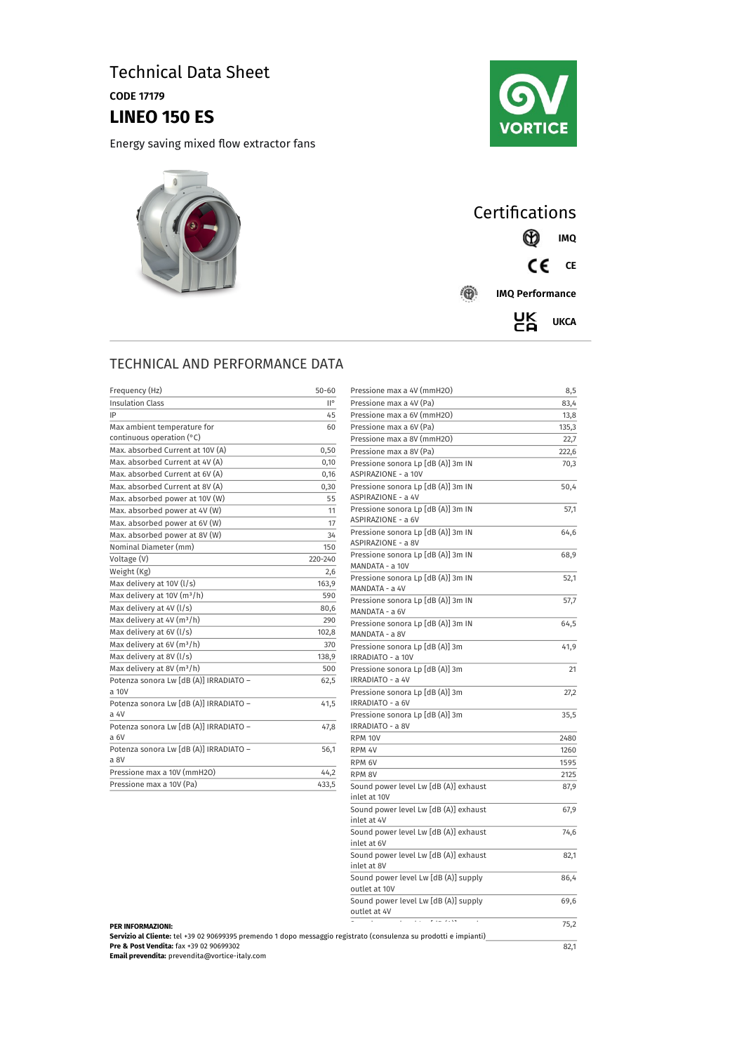# Technical Data Sheet

**CODE 17179**

# LINEO 150 ES

Energy saving mixed flow extractor fans

## Certifications

**IMQ**

**CE**

**IMQ Performance**

**UKCA**

## TECHNICAL AND PERFORMANCE DATA

| | |
|---|---|
| Frequency (Hz) | 50-60 |
| Insulation Class | II° |
| IP | 45 |
| Max ambient temperature for continuous operation (°C) | 60 |
| Max. absorbed Current at 10V (A) | 0,50 |
| Max. absorbed Current at 4V (A) | 0,10 |
| Max. absorbed Current at 6V (A) | 0,16 |
| Max. absorbed Current at 8V (A) | 0,30 |
| Max. absorbed power at 10V (W) | 55 |
| Max. absorbed power at 4V (W) | 11 |
| Max. absorbed power at 6V (W) | 17 |
| Max. absorbed power at 8V (W) | 34 |
| Nominal Diameter (mm) | 150 |
| Voltage (V) | 220-240 |
| Weight (Kg) | 2,6 |
| Max delivery at 10V (l/s) | 163,9 |
| Max delivery at 10V (m³/h) | 590 |
| Max delivery at 4V (l/s) | 80,6 |
| Max delivery at 4V (m³/h) | 290 |
| Max delivery at 6V (l/s) | 102,8 |
| Max delivery at 6V (m³/h) | 370 |
| Max delivery at 8V (l/s) | 138,9 |
| Max delivery at 8V (m³/h) | 500 |
| Potenza sonora Lw [dB (A)] IRRADIATO – a 10V | 62,5 |
| Potenza sonora Lw [dB (A)] IRRADIATO – a 4V | 41,5 |
| Potenza sonora Lw [dB (A)] IRRADIATO – a 6V | 47,8 |
| Potenza sonora Lw [dB (A)] IRRADIATO – a 8V | 56,1 |
| Pressione max a 10V (mmH2O) | 44,2 |
| Pressione max a 10V (Pa) | 433,5 |

| | |
|---|---|
| Pressione max a 4V (mmH2O) | 8,5 |
| Pressione max a 4V (Pa) | 83,4 |
| Pressione max a 6V (mmH2O) | 13,8 |
| Pressione max a 6V (Pa) | 135,3 |
| Pressione max a 8V (mmH2O) | 22,7 |
| Pressione max a 8V (Pa) | 222,6 |
| Pressione sonora Lp [dB (A)] 3m IN ASPIRAZIONE - a 10V | 70,3 |
| Pressione sonora Lp [dB (A)] 3m IN ASPIRAZIONE - a 4V | 50,4 |
| Pressione sonora Lp [dB (A)] 3m IN ASPIRAZIONE - a 6V | 57,1 |
| Pressione sonora Lp [dB (A)] 3m IN ASPIRAZIONE - a 8V | 64,6 |
| Pressione sonora Lp [dB (A)] 3m IN MANDATA - a 10V | 68,9 |
| Pressione sonora Lp [dB (A)] 3m IN MANDATA - a 4V | 52,1 |
| Pressione sonora Lp [dB (A)] 3m IN MANDATA - a 6V | 57,7 |
| Pressione sonora Lp [dB (A)] 3m IN MANDATA - a 8V | 64,5 |
| Pressione sonora Lp [dB (A)] 3m IRRADIATO - a 10V | 41,9 |
| Pressione sonora Lp [dB (A)] 3m IRRADIATO - a 4V | 21 |
| Pressione sonora Lp [dB (A)] 3m IRRADIATO - a 6V | 27,2 |
| Pressione sonora Lp [dB (A)] 3m IRRADIATO - a 8V | 35,5 |
| RPM 10V | 2480 |
| RPM 4V | 1260 |
| RPM 6V | 1595 |
| RPM 8V | 2125 |
| Sound power level Lw [dB (A)] exhaust inlet at 10V | 87,9 |
| Sound power level Lw [dB (A)] exhaust inlet at 4V | 67,9 |
| Sound power level Lw [dB (A)] exhaust inlet at 6V | 74,6 |
| Sound power level Lw [dB (A)] exhaust inlet at 8V | 82,1 |
| Sound power level Lw [dB (A)] supply outlet at 10V | 86,4 |
| Sound power level Lw [dB (A)] supply outlet at 4V | 69,6 |
| | 75,2 |
| | 82,1 |

**PER INFORMAZIONI:**
**Servizio al Cliente:** tel +39 02 90699395 premendo 1 dopo messaggio registrato (consulenza su prodotti e impianti)
**Pre & Post Vendita:** fax +39 02 90699302
**Email prevendita:** prevendita@vortice-italy.com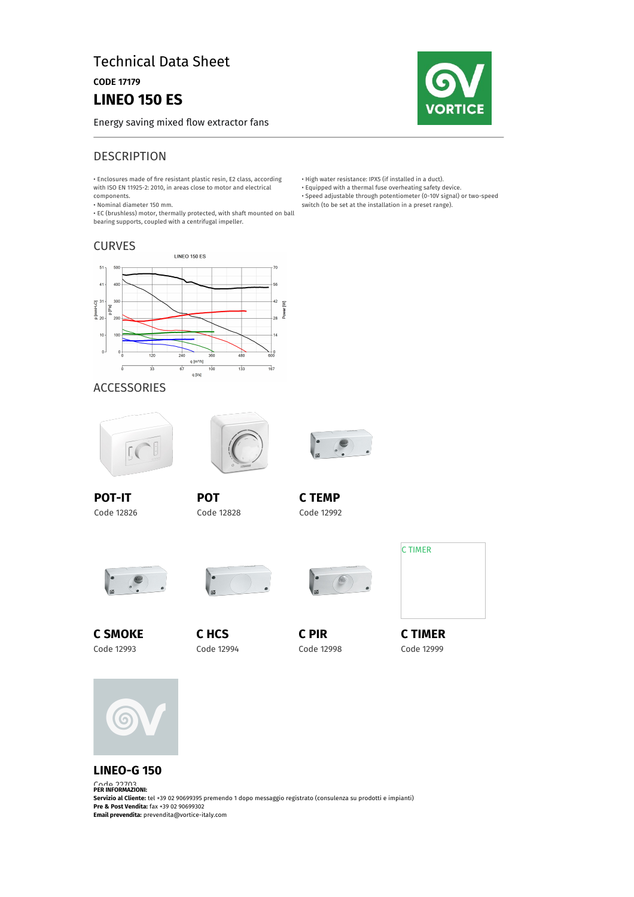Technical Data Sheet

**CODE 17179**

# LINEO 150 ES

Energy saving mixed flow extractor fans

## DESCRIPTION

- Enclosures made of fire resistant plastic resin, E2 class, according with ISO EN 11925-2: 2010, in areas close to motor and electrical components.
- Nominal diameter 150 mm.
- EC (brushless) motor, thermally protected, with shaft mounted on ball bearing supports, coupled with a centrifugal impeller.
- High water resistance: IPX5 (if installed in a duct).
- Equipped with a thermal fuse overheating safety device.
- Speed adjustable through potentiometer (0-10V signal) or two-speed switch (to be set at the installation in a preset range).

## CURVES

LINEO 150 ES

p [mmH₂O]: 0, 10, 20, 31, 41, 51
p [Pa]: 0, 100, 200, 300, 400, 500
Power [W]: 0, 14, 28, 42, 56, 70
q [m³/h]: 0, 120, 240, 360, 480, 600
q [l/s]: 0, 33, 67, 100, 133, 167

## ACCESSORIES

**POT-IT**
Code 12826

**POT**
Code 12828

**C TEMP**
Code 12992

**C SMOKE**
Code 12993

**C HCS**
Code 12994

**C PIR**
Code 12998

C TIMER

**C TIMER**
Code 12999

**LINEO-G 150**
Code 22703

**PER INFORMAZIONI:**
**Servizio al Cliente:** tel +39 02 90699395 premendo 1 dopo messaggio registrato (consulenza su prodotti e impianti)
**Pre & Post Vendita:** fax +39 02 90699302
**Email prevendita:** prevendita@vortice-italy.com